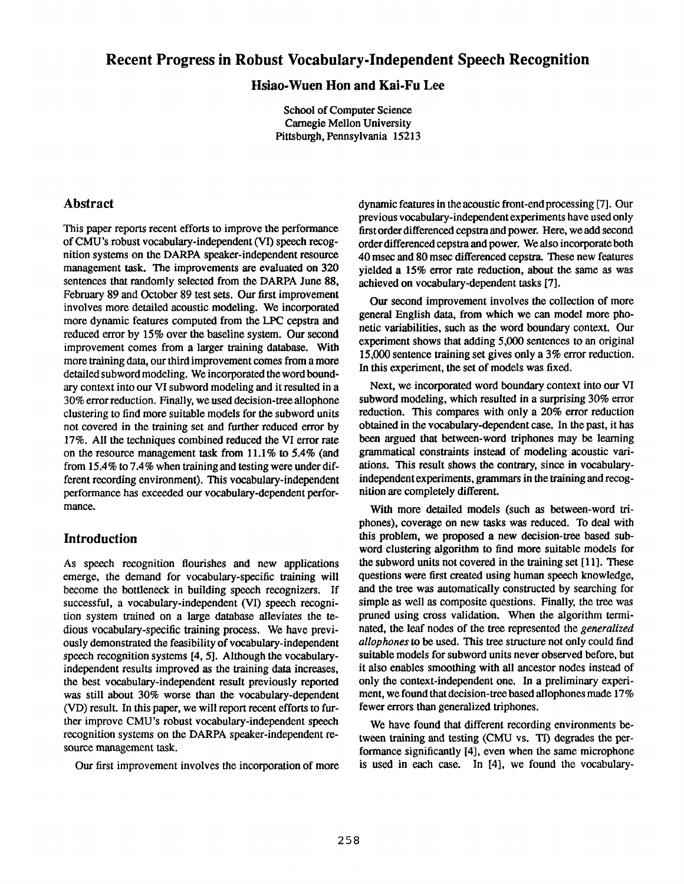# Recent Progress in Robust Vocabulary-Independent Speech Recognition

**Hsiao-Wuen Hon and Kai-Fu Lee**

School of Computer Science
Carnegie Mellon University
Pittsburgh, Pennsylvania 15213

## Abstract

This paper reports recent efforts to improve the performance of CMU's robust vocabulary-independent (VI) speech recognition systems on the DARPA speaker-independent resource management task. The improvements are evaluated on 320 sentences that randomly selected from the DARPA June 88, February 89 and October 89 test sets. Our first improvement involves more detailed acoustic modeling. We incorporated more dynamic features computed from the LPC cepstra and reduced error by 15% over the baseline system. Our second improvement comes from a larger training database. With more training data, our third improvement comes from a more detailed subword modeling. We incorporated the word boundary context into our VI subword modeling and it resulted in a 30% error reduction. Finally, we used decision-tree allophone clustering to find more suitable models for the subword units not covered in the training set and further reduced error by 17%. All the techniques combined reduced the VI error rate on the resource management task from 11.1% to 5.4% (and from 15.4% to 7.4% when training and testing were under different recording environment). This vocabulary-independent performance has exceeded our vocabulary-dependent performance.

## Introduction

As speech recognition flourishes and new applications emerge, the demand for vocabulary-specific training will become the bottleneck in building speech recognizers. If successful, a vocabulary-independent (VI) speech recognition system trained on a large database alleviates the tedious vocabulary-specific training process. We have previously demonstrated the feasibility of vocabulary-independent speech recognition systems [4, 5]. Although the vocabulary-independent results improved as the training data increases, the best vocabulary-independent result previously reported was still about 30% worse than the vocabulary-dependent (VD) result. In this paper, we will report recent efforts to further improve CMU's robust vocabulary-independent speech recognition systems on the DARPA speaker-independent resource management task.

Our first improvement involves the incorporation of more dynamic features in the acoustic front-end processing [7]. Our previous vocabulary-independent experiments have used only first order differenced cepstra and power. Here, we add second order differenced cepstra and power. We also incorporate both 40 msec and 80 msec differenced cepstra. These new features yielded a 15% error rate reduction, about the same as was achieved on vocabulary-dependent tasks [7].

Our second improvement involves the collection of more general English data, from which we can model more phonetic variabilities, such as the word boundary context. Our experiment shows that adding 5,000 sentences to an original 15,000 sentence training set gives only a 3% error reduction. In this experiment, the set of models was fixed.

Next, we incorporated word boundary context into our VI subword modeling, which resulted in a surprising 30% error reduction. This compares with only a 20% error reduction obtained in the vocabulary-dependent case. In the past, it has been argued that between-word triphones may be learning grammatical constraints instead of modeling acoustic variations. This result shows the contrary, since in vocabulary-independent experiments, grammars in the training and recognition are completely different.

With more detailed models (such as between-word triphones), coverage on new tasks was reduced. To deal with this problem, we proposed a new decision-tree based subword clustering algorithm to find more suitable models for the subword units not covered in the training set [11]. These questions were first created using human speech knowledge, and the tree was automatically constructed by searching for simple as well as composite questions. Finally, the tree was pruned using cross validation. When the algorithm terminated, the leaf nodes of the tree represented the *generalized allophones* to be used. This tree structure not only could find suitable models for subword units never observed before, but it also enables smoothing with all ancestor nodes instead of only the context-independent one. In a preliminary experiment, we found that decision-tree based allophones made 17% fewer errors than generalized triphones.

We have found that different recording environments between training and testing (CMU vs. TI) degrades the performance significantly [4], even when the same microphone is used in each case. In [4], we found the vocabulary-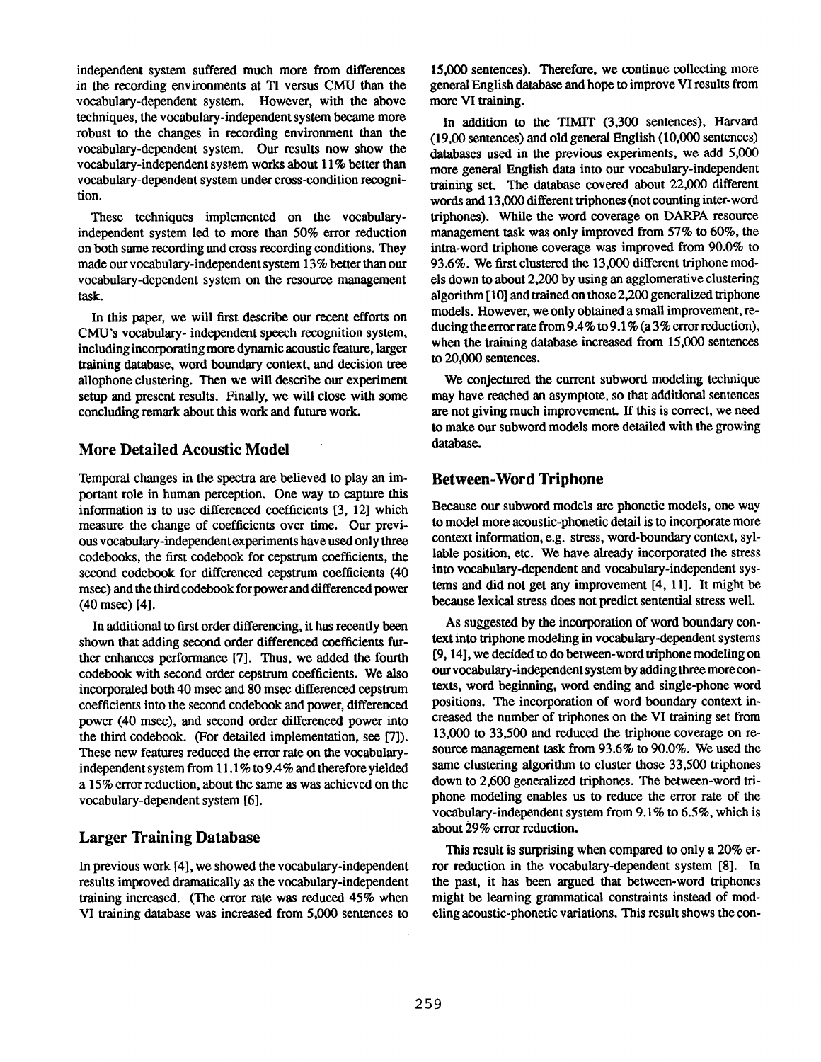independent system suffered much more from differences in the recording environments at TI versus CMU than the vocabulary-dependent system. However, with the above techniques, the vocabulary-independent system became more robust to the changes in recording environment than the vocabulary-dependent system. Our results now show the vocabulary-independent system works about 11% better than vocabulary-dependent system under cross-condition recognition.

These techniques implemented on the vocabulary-independent system led to more than 50% error reduction on both same recording and cross recording conditions. They made our vocabulary-independent system 13% better than our vocabulary-dependent system on the resource management task.

In this paper, we will first describe our recent efforts on CMU's vocabulary- independent speech recognition system, including incorporating more dynamic acoustic feature, larger training database, word boundary context, and decision tree allophone clustering. Then we will describe our experiment setup and present results. Finally, we will close with some concluding remark about this work and future work.

## More Detailed Acoustic Model

Temporal changes in the spectra are believed to play an important role in human perception. One way to capture this information is to use differenced coefficients [3, 12] which measure the change of coefficients over time. Our previous vocabulary-independent experiments have used only three codebooks, the first codebook for cepstrum coefficients, the second codebook for differenced cepstrum coefficients (40 msec) and the third codebook for power and differenced power (40 msec) [4].

In additional to first order differencing, it has recently been shown that adding second order differenced coefficients further enhances performance [7]. Thus, we added the fourth codebook with second order cepstrum coefficients. We also incorporated both 40 msec and 80 msec differenced cepstrum coefficients into the second codebook and power, differenced power (40 msec), and second order differenced power into the third codebook. (For detailed implementation, see [7]). These new features reduced the error rate on the vocabulary-independent system from 11.1% to 9.4% and therefore yielded a 15% error reduction, about the same as was achieved on the vocabulary-dependent system [6].

## Larger Training Database

In previous work [4], we showed the vocabulary-independent results improved dramatically as the vocabulary-independent training increased. (The error rate was reduced 45% when VI training database was increased from 5,000 sentences to 15,000 sentences). Therefore, we continue collecting more general English database and hope to improve VI results from more VI training.

In addition to the TIMIT (3,300 sentences), Harvard (19,00 sentences) and old general English (10,000 sentences) databases used in the previous experiments, we add 5,000 more general English data into our vocabulary-independent training set. The database covered about 22,000 different words and 13,000 different triphones (not counting inter-word triphones). While the word coverage on DARPA resource management task was only improved from 57% to 60%, the intra-word triphone coverage was improved from 90.0% to 93.6%. We first clustered the 13,000 different triphone models down to about 2,200 by using an agglomerative clustering algorithm [10] and trained on those 2,200 generalized triphone models. However, we only obtained a small improvement, reducing the error rate from 9.4% to 9.1% (a 3% error reduction), when the training database increased from 15,000 sentences to 20,000 sentences.

We conjectured the current subword modeling technique may have reached an asymptote, so that additional sentences are not giving much improvement. If this is correct, we need to make our subword models more detailed with the growing database.

## Between-Word Triphone

Because our subword models are phonetic models, one way to model more acoustic-phonetic detail is to incorporate more context information, e.g. stress, word-boundary context, syllable position, etc. We have already incorporated the stress into vocabulary-dependent and vocabulary-independent systems and did not get any improvement [4, 11]. It might be because lexical stress does not predict sentential stress well.

As suggested by the incorporation of word boundary context into triphone modeling in vocabulary-dependent systems [9, 14], we decided to do between-word triphone modeling on our vocabulary-independent system by adding three more contexts, word beginning, word ending and single-phone word positions. The incorporation of word boundary context increased the number of triphones on the VI training set from 13,000 to 33,500 and reduced the triphone coverage on resource management task from 93.6% to 90.0%. We used the same clustering algorithm to cluster those 33,500 triphones down to 2,600 generalized triphones. The between-word triphone modeling enables us to reduce the error rate of the vocabulary-independent system from 9.1% to 6.5%, which is about 29% error reduction.

This result is surprising when compared to only a 20% error reduction in the vocabulary-dependent system [8]. In the past, it has been argued that between-word triphones might be learning grammatical constraints instead of modeling acoustic-phonetic variations. This result shows the con-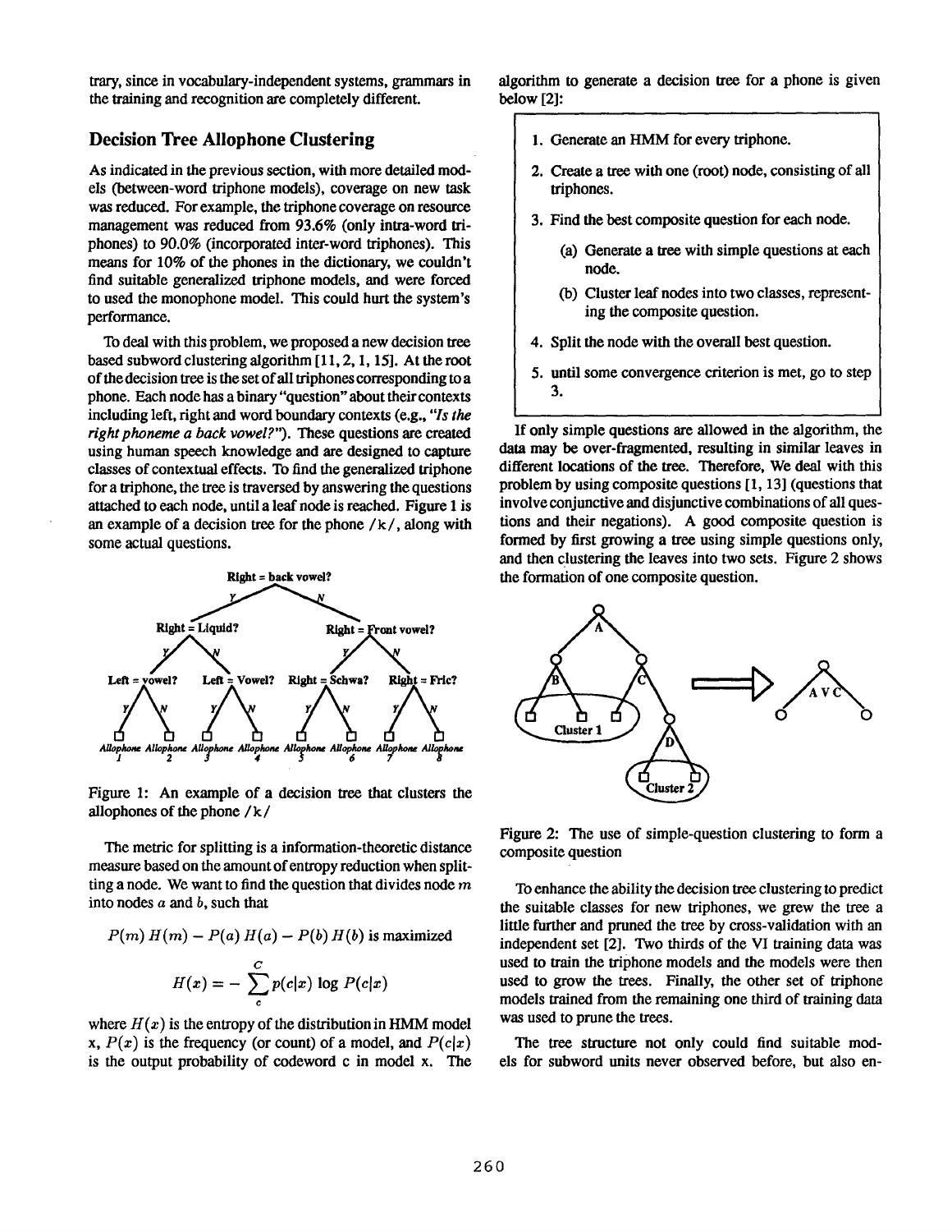trary, since in vocabulary-independent systems, grammars in the training and recognition are completely different.

## Decision Tree Allophone Clustering

As indicated in the previous section, with more detailed models (between-word triphone models), coverage on new task was reduced. For example, the triphone coverage on resource management was reduced from 93.6% (only intra-word triphones) to 90.0% (incorporated inter-word triphones). This means for 10% of the phones in the dictionary, we couldn't find suitable generalized triphone models, and were forced to used the monophone model. This could hurt the system's performance.

To deal with this problem, we proposed a new decision tree based subword clustering algorithm [11, 2, 1, 15]. At the root of the decision tree is the set of all triphones corresponding to a phone. Each node has a binary "question" about their contexts including left, right and word boundary contexts (e.g., *"Is the right phoneme a back vowel?"*). These questions are created using human speech knowledge and are designed to capture classes of contextual effects. To find the generalized triphone for a triphone, the tree is traversed by answering the questions attached to each node, until a leaf node is reached. Figure 1 is an example of a decision tree for the phone /k/, along with some actual questions.

Figure 1: An example of a decision tree that clusters the allophones of the phone /k/

The metric for splitting is a information-theoretic distance measure based on the amount of entropy reduction when splitting a node. We want to find the question that divides node $m$ into nodes $a$ and $b$, such that

$$P(m)\,H(m) - P(a)\,H(a) - P(b)\,H(b) \text{ is maximized}$$

$$H(x) = -\sum_{c}^{C} p(c|x)\,\log\,P(c|x)$$

where $H(x)$ is the entropy of the distribution in HMM model x, $P(x)$ is the frequency (or count) of a model, and $P(c|x)$ is the output probability of codeword c in model x. The algorithm to generate a decision tree for a phone is given below [2]:

1. Generate an HMM for every triphone.
2. Create a tree with one (root) node, consisting of all triphones.
3. Find the best composite question for each node.
   (a) Generate a tree with simple questions at each node.
   (b) Cluster leaf nodes into two classes, representing the composite question.
4. Split the node with the overall best question.
5. until some convergence criterion is met, go to step 3.

If only simple questions are allowed in the algorithm, the data may be over-fragmented, resulting in similar leaves in different locations of the tree. Therefore, We deal with this problem by using composite questions [1, 13] (questions that involve conjunctive and disjunctive combinations of all questions and their negations). A good composite question is formed by first growing a tree using simple questions only, and then clustering the leaves into two sets. Figure 2 shows the formation of one composite question.

Figure 2: The use of simple-question clustering to form a composite question

To enhance the ability the decision tree clustering to predict the suitable classes for new triphones, we grew the tree a little further and pruned the tree by cross-validation with an independent set [2]. Two thirds of the VI training data was used to train the triphone models and the models were then used to grow the trees. Finally, the other set of triphone models trained from the remaining one third of training data was used to prune the trees.

The tree structure not only could find suitable models for subword units never observed before, but also en-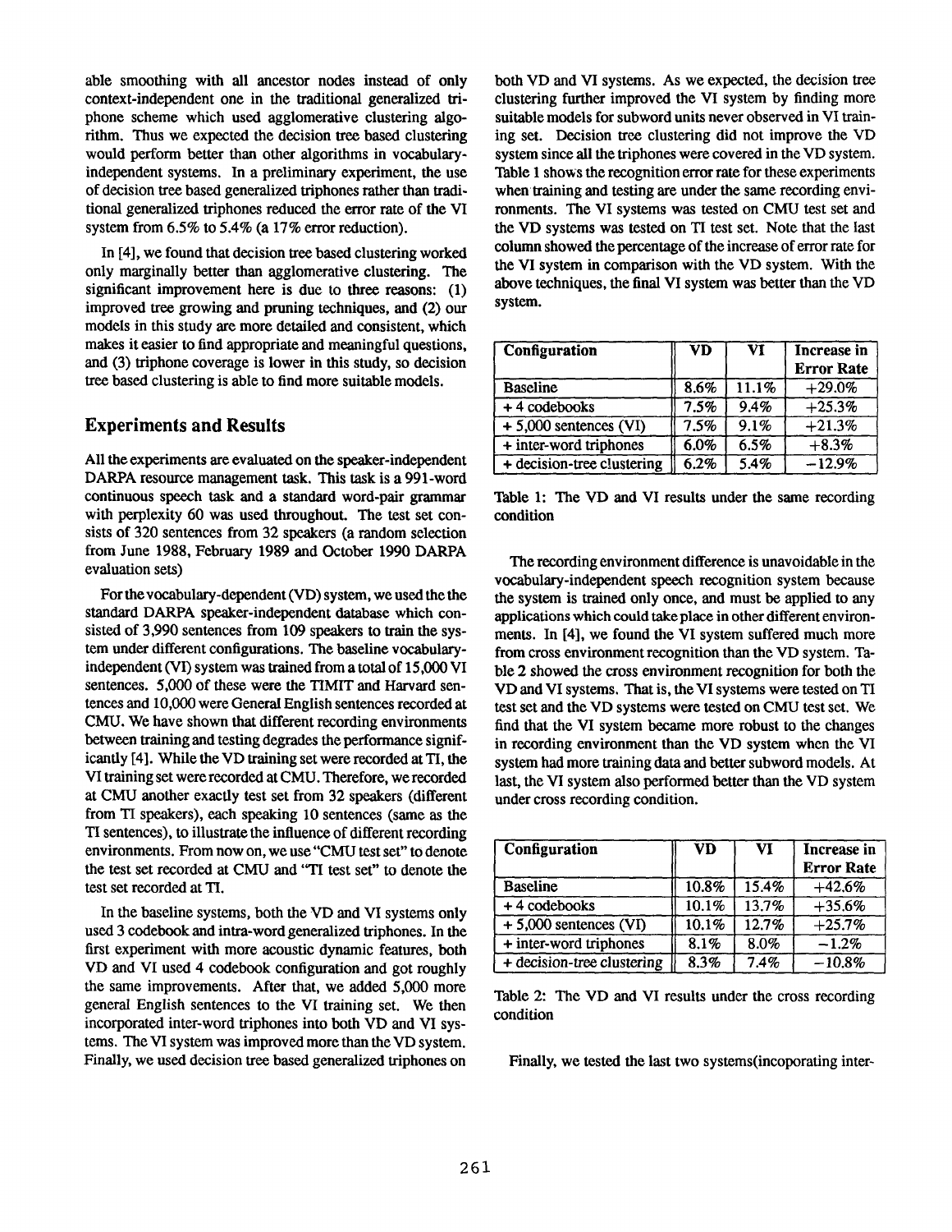able smoothing with all ancestor nodes instead of only context-independent one in the traditional generalized triphone scheme which used agglomerative clustering algorithm. Thus we expected the decision tree based clustering would perform better than other algorithms in vocabulary-independent systems. In a preliminary experiment, the use of decision tree based generalized triphones rather than traditional generalized triphones reduced the error rate of the VI system from 6.5% to 5.4% (a 17% error reduction).

In [4], we found that decision tree based clustering worked only marginally better than agglomerative clustering. The significant improvement here is due to three reasons: (1) improved tree growing and pruning techniques, and (2) our models in this study are more detailed and consistent, which makes it easier to find appropriate and meaningful questions, and (3) triphone coverage is lower in this study, so decision tree based clustering is able to find more suitable models.

## Experiments and Results

All the experiments are evaluated on the speaker-independent DARPA resource management task. This task is a 991-word continuous speech task and a standard word-pair grammar with perplexity 60 was used throughout. The test set consists of 320 sentences from 32 speakers (a random selection from June 1988, February 1989 and October 1990 DARPA evaluation sets)

For the vocabulary-dependent (VD) system, we used the the standard DARPA speaker-independent database which consisted of 3,990 sentences from 109 speakers to train the system under different configurations. The baseline vocabulary-independent (VI) system was trained from a total of 15,000 VI sentences. 5,000 of these were the TIMIT and Harvard sentences and 10,000 were General English sentences recorded at CMU. We have shown that different recording environments between training and testing degrades the performance significantly [4]. While the VD training set were recorded at TI, the VI training set were recorded at CMU. Therefore, we recorded at CMU another exactly test set from 32 speakers (different from TI speakers), each speaking 10 sentences (same as the TI sentences), to illustrate the influence of different recording environments. From now on, we use "CMU test set" to denote the test set recorded at CMU and "TI test set" to denote the test set recorded at TI.

In the baseline systems, both the VD and VI systems only used 3 codebook and intra-word generalized triphones. In the first experiment with more acoustic dynamic features, both VD and VI used 4 codebook configuration and got roughly the same improvements. After that, we added 5,000 more general English sentences to the VI training set. We then incorporated inter-word triphones into both VD and VI systems. The VI system was improved more than the VD system. Finally, we used decision tree based generalized triphones on both VD and VI systems. As we expected, the decision tree clustering further improved the VI system by finding more suitable models for subword units never observed in VI training set. Decision tree clustering did not improve the VD system since all the triphones were covered in the VD system. Table 1 shows the recognition error rate for these experiments when training and testing are under the same recording environments. The VI systems was tested on CMU test set and the VD systems was tested on TI test set. Note that the last column showed the percentage of the increase of error rate for the VI system in comparison with the VD system. With the above techniques, the final VI system was better than the VD system.

| Configuration | VD | VI | Increase in Error Rate |
|---|---|---|---|
| Baseline | 8.6% | 11.1% | +29.0% |
| + 4 codebooks | 7.5% | 9.4% | +25.3% |
| + 5,000 sentences (VI) | 7.5% | 9.1% | +21.3% |
| + inter-word triphones | 6.0% | 6.5% | +8.3% |
| + decision-tree clustering | 6.2% | 5.4% | −12.9% |

Table 1: The VD and VI results under the same recording condition

The recording environment difference is unavoidable in the vocabulary-independent speech recognition system because the system is trained only once, and must be applied to any applications which could take place in other different environments. In [4], we found the VI system suffered much more from cross environment recognition than the VD system. Table 2 showed the cross environment recognition for both the VD and VI systems. That is, the VI systems were tested on TI test set and the VD systems were tested on CMU test set. We find that the VI system became more robust to the changes in recording environment than the VD system when the VI system had more training data and better subword models. At last, the VI system also performed better than the VD system under cross recording condition.

| Configuration | VD | VI | Increase in Error Rate |
|---|---|---|---|
| Baseline | 10.8% | 15.4% | +42.6% |
| + 4 codebooks | 10.1% | 13.7% | +35.6% |
| + 5,000 sentences (VI) | 10.1% | 12.7% | +25.7% |
| + inter-word triphones | 8.1% | 8.0% | −1.2% |
| + decision-tree clustering | 8.3% | 7.4% | −10.8% |

Table 2: The VD and VI results under the cross recording condition

Finally, we tested the last two systems(incoporating inter-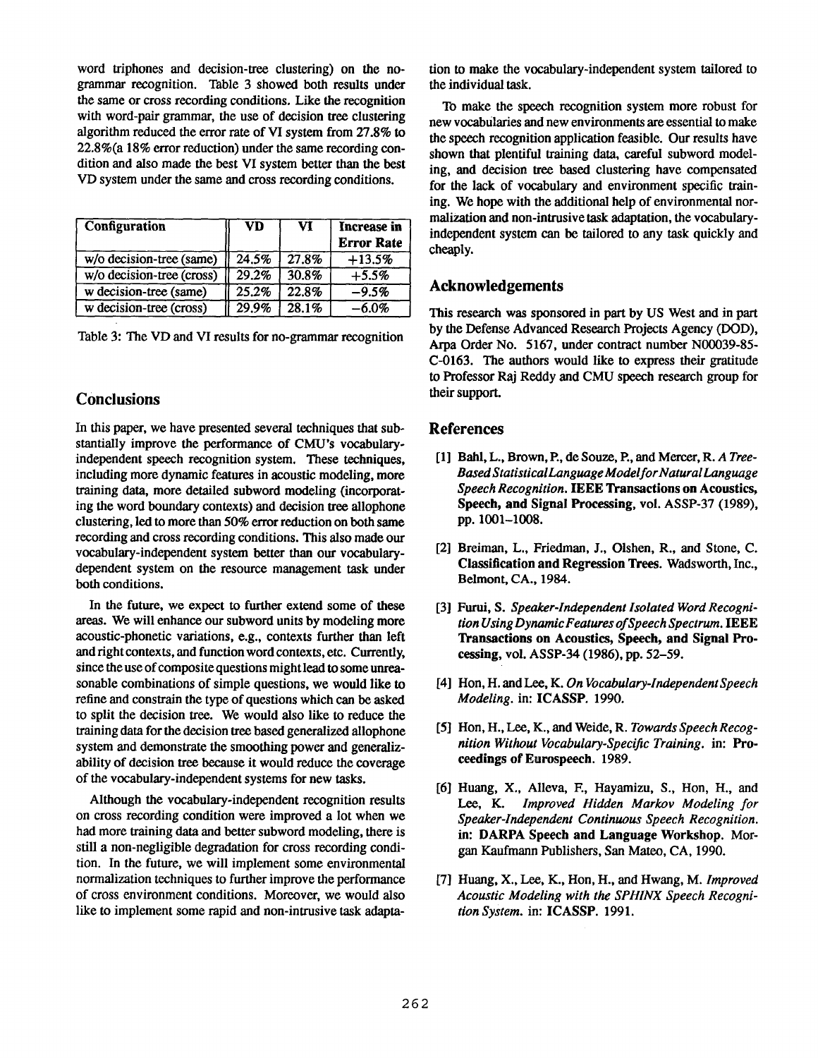word triphones and decision-tree clustering) on the no-grammar recognition. Table 3 showed both results under the same or cross recording conditions. Like the recognition with word-pair grammar, the use of decision tree clustering algorithm reduced the error rate of VI system from 27.8% to 22.8%(a 18% error reduction) under the same recording condition and also made the best VI system better than the best VD system under the same and cross recording conditions.

| Configuration | VD | VI | Increase in Error Rate |
|---|---|---|---|
| w/o decision-tree (same) | 24.5% | 27.8% | +13.5% |
| w/o decision-tree (cross) | 29.2% | 30.8% | +5.5% |
| w decision-tree (same) | 25.2% | 22.8% | −9.5% |
| w decision-tree (cross) | 29.9% | 28.1% | −6.0% |

Table 3: The VD and VI results for no-grammar recognition

## Conclusions

In this paper, we have presented several techniques that substantially improve the performance of CMU's vocabulary-independent speech recognition system. These techniques, including more dynamic features in acoustic modeling, more training data, more detailed subword modeling (incorporating the word boundary contexts) and decision tree allophone clustering, led to more than 50% error reduction on both same recording and cross recording conditions. This also made our vocabulary-independent system better than our vocabulary-dependent system on the resource management task under both conditions.

In the future, we expect to further extend some of these areas. We will enhance our subword units by modeling more acoustic-phonetic variations, e.g., contexts further than left and right contexts, and function word contexts, etc. Currently, since the use of composite questions might lead to some unreasonable combinations of simple questions, we would like to refine and constrain the type of questions which can be asked to split the decision tree. We would also like to reduce the training data for the decision tree based generalized allophone system and demonstrate the smoothing power and generalizability of decision tree because it would reduce the coverage of the vocabulary-independent systems for new tasks.

Although the vocabulary-independent recognition results on cross recording condition were improved a lot when we had more training data and better subword modeling, there is still a non-negligible degradation for cross recording condition. In the future, we will implement some environmental normalization techniques to further improve the performance of cross environment conditions. Moreover, we would also like to implement some rapid and non-intrusive task adaptation to make the vocabulary-independent system tailored to the individual task.

To make the speech recognition system more robust for new vocabularies and new environments are essential to make the speech recognition application feasible. Our results have shown that plentiful training data, careful subword modeling, and decision tree based clustering have compensated for the lack of vocabulary and environment specific training. We hope with the additional help of environmental normalization and non-intrusive task adaptation, the vocabulary-independent system can be tailored to any task quickly and cheaply.

## Acknowledgements

This research was sponsored in part by US West and in part by the Defense Advanced Research Projects Agency (DOD), Arpa Order No. 5167, under contract number N00039-85-C-0163. The authors would like to express their gratitude to Professor Raj Reddy and CMU speech research group for their support.

## References

[1] Bahl, L., Brown, P., de Souze, P., and Mercer, R. *A Tree-Based Statistical Language Model for Natural Language Speech Recognition.* **IEEE Transactions on Acoustics, Speech, and Signal Processing**, vol. ASSP-37 (1989), pp. 1001–1008.

[2] Breiman, L., Friedman, J., Olshen, R., and Stone, C. **Classification and Regression Trees**. Wadsworth, Inc., Belmont, CA., 1984.

[3] Furui, S. *Speaker-Independent Isolated Word Recognition Using Dynamic Features of Speech Spectrum.* **IEEE Transactions on Acoustics, Speech, and Signal Processing**, vol. ASSP-34 (1986), pp. 52–59.

[4] Hon, H. and Lee, K. *On Vocabulary-Independent Speech Modeling.* in: **ICASSP**. 1990.

[5] Hon, H., Lee, K., and Weide, R. *Towards Speech Recognition Without Vocabulary-Specific Training.* in: **Proceedings of Eurospeech**. 1989.

[6] Huang, X., Alleva, F., Hayamizu, S., Hon, H., and Lee, K. *Improved Hidden Markov Modeling for Speaker-Independent Continuous Speech Recognition.* in: **DARPA Speech and Language Workshop**. Morgan Kaufmann Publishers, San Mateo, CA, 1990.

[7] Huang, X., Lee, K., Hon, H., and Hwang, M. *Improved Acoustic Modeling with the SPHINX Speech Recognition System.* in: **ICASSP**. 1991.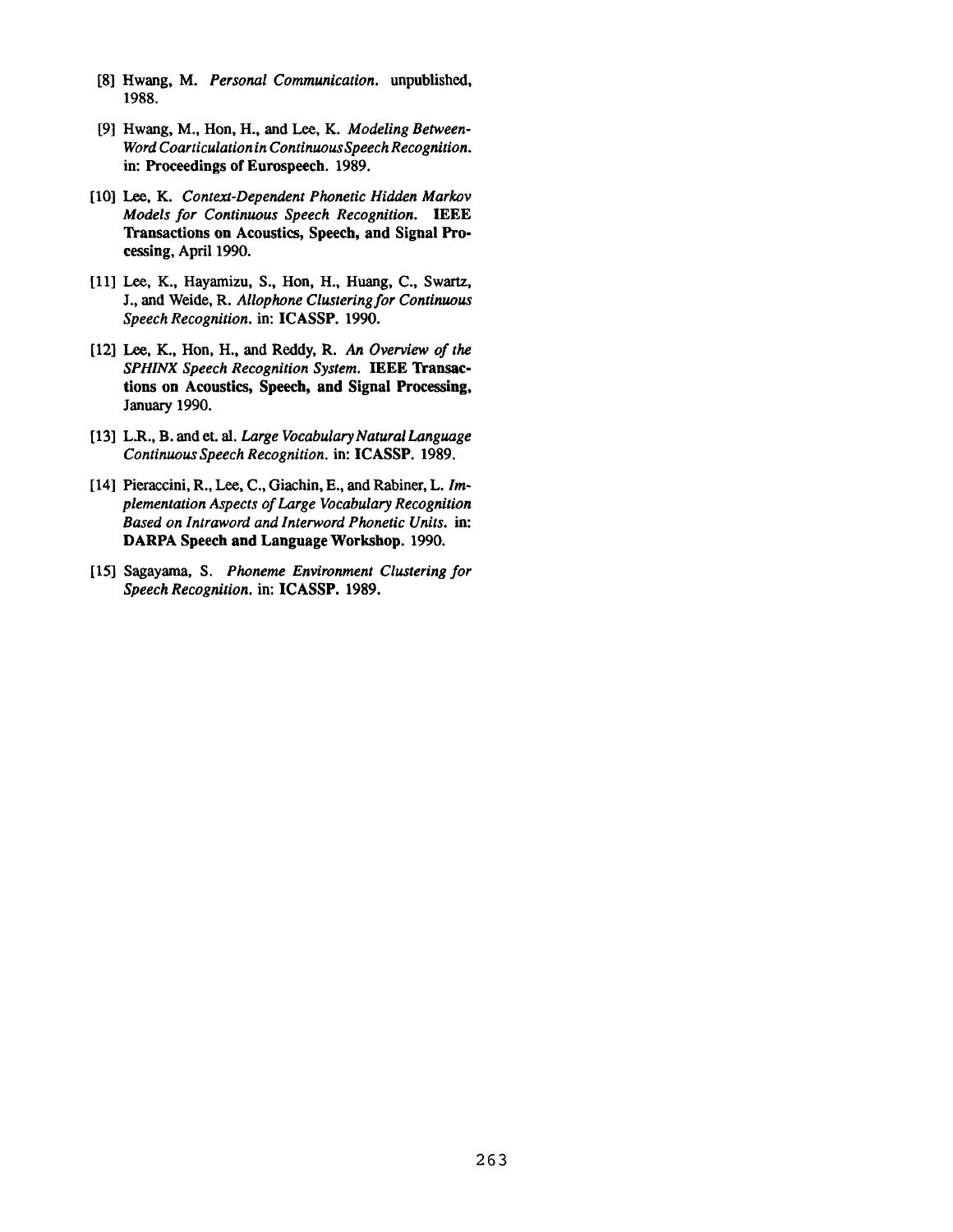[8] Hwang, M. *Personal Communication.* unpublished, 1988.

[9] Hwang, M., Hon, H., and Lee, K. *Modeling Between-Word Coarticulation in Continuous Speech Recognition.* in: **Proceedings of Eurospeech.** 1989.

[10] Lee, K. *Context-Dependent Phonetic Hidden Markov Models for Continuous Speech Recognition.* **IEEE Transactions on Acoustics, Speech, and Signal Processing,** April 1990.

[11] Lee, K., Hayamizu, S., Hon, H., Huang, C., Swartz, J., and Weide, R. *Allophone Clustering for Continuous Speech Recognition.* in: **ICASSP.** 1990.

[12] Lee, K., Hon, H., and Reddy, R. *An Overview of the SPHINX Speech Recognition System.* **IEEE Transactions on Acoustics, Speech, and Signal Processing,** January 1990.

[13] L.R., B. and et. al. *Large Vocabulary Natural Language Continuous Speech Recognition.* in: **ICASSP.** 1989.

[14] Pieraccini, R., Lee, C., Giachin, E., and Rabiner, L. *Implementation Aspects of Large Vocabulary Recognition Based on Intraword and Interword Phonetic Units.* in: **DARPA Speech and Language Workshop.** 1990.

[15] Sagayama, S. *Phoneme Environment Clustering for Speech Recognition.* in: **ICASSP.** 1989.